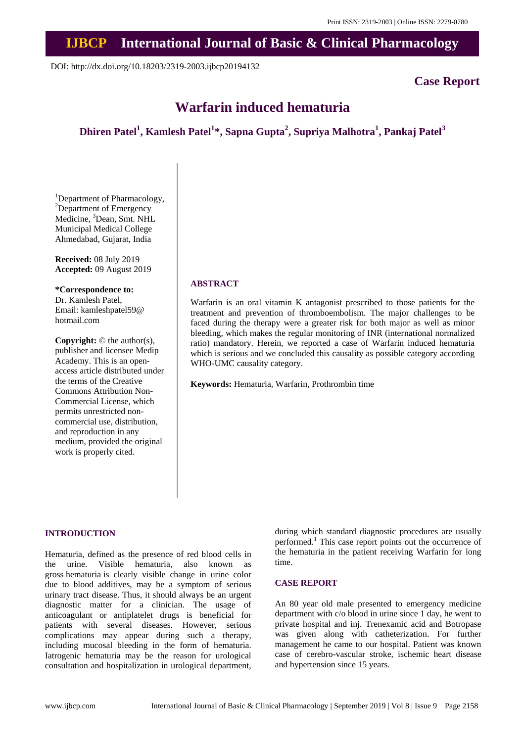Print ISSN: 2319-2003 | Online ISSN: 2279-0780

# IJBCP International Journal of Basic & Clinical Pharmacology

DOI: http://dx.doi.org/10.18203/2319-2003.ijbcp20194132

**Case Report**

# Warfarin induced hematuria

**Dhiren Patel[1], Kamlesh Patel[1]*, Sapna Gupta[2], Supriya Malhotra[1], Pankaj Patel[3]**

[1]Department of Pharmacology, [2]Department of Emergency Medicine, [3]Dean, Smt. NHL Municipal Medical College Ahmedabad, Gujarat, India

**Received:** 08 July 2019
**Accepted:** 09 August 2019

**\*Correspondence to:**
Dr. Kamlesh Patel,
Email: kamleshpatel59@hotmail.com

**Copyright:** © the author(s), publisher and licensee Medip Academy. This is an open-access article distributed under the terms of the Creative Commons Attribution Non-Commercial License, which permits unrestricted non-commercial use, distribution, and reproduction in any medium, provided the original work is properly cited.

## ABSTRACT

Warfarin is an oral vitamin K antagonist prescribed to those patients for the treatment and prevention of thromboembolism. The major challenges to be faced during the therapy were a greater risk for both major as well as minor bleeding, which makes the regular monitoring of INR (international normalized ratio) mandatory. Herein, we reported a case of Warfarin induced hematuria which is serious and we concluded this causality as possible category according WHO-UMC causality category.

**Keywords:** Hematuria, Warfarin, Prothrombin time

## INTRODUCTION

Hematuria, defined as the presence of red blood cells in the urine. Visible hematuria, also known as gross hematuria is clearly visible change in urine color due to blood additives, may be a symptom of serious urinary tract disease. Thus, it should always be an urgent diagnostic matter for a clinician. The usage of anticoagulant or antiplatelet drugs is beneficial for patients with several diseases. However, serious complications may appear during such a therapy, including mucosal bleeding in the form of hematuria. Iatrogenic hematuria may be the reason for urological consultation and hospitalization in urological department, during which standard diagnostic procedures are usually performed.[1] This case report points out the occurrence of the hematuria in the patient receiving Warfarin for long time.

## CASE REPORT

An 80 year old male presented to emergency medicine department with c/o blood in urine since 1 day, he went to private hospital and inj. Trenexamic acid and Botropase was given along with catheterization. For further management he came to our hospital. Patient was known case of cerebro-vascular stroke, ischemic heart disease and hypertension since 15 years.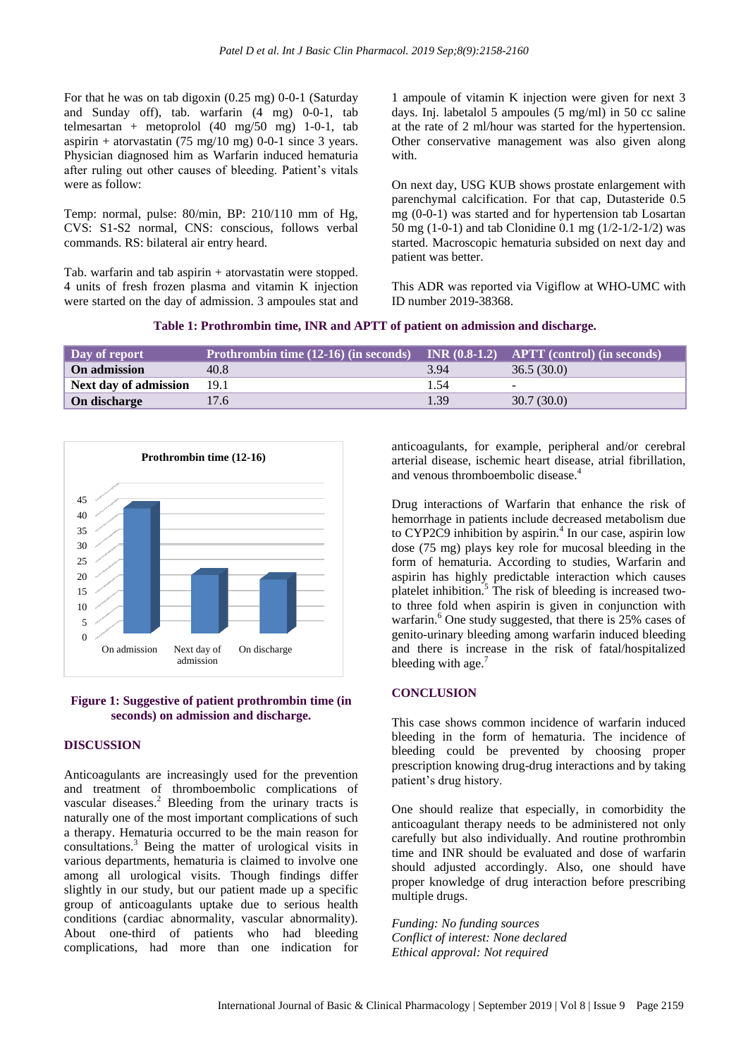For that he was on tab digoxin (0.25 mg) 0-0-1 (Saturday and Sunday off), tab. warfarin (4 mg) 0-0-1, tab telmesartan + metoprolol (40 mg/50 mg) 1-0-1, tab aspirin + atorvastatin (75 mg/10 mg) 0-0-1 since 3 years. Physician diagnosed him as Warfarin induced hematuria after ruling out other causes of bleeding. Patient's vitals were as follow:

Temp: normal, pulse: 80/min, BP: 210/110 mm of Hg, CVS: S1-S2 normal, CNS: conscious, follows verbal commands. RS: bilateral air entry heard.

Tab. warfarin and tab aspirin + atorvastatin were stopped. 4 units of fresh frozen plasma and vitamin K injection were started on the day of admission. 3 ampoules stat and 1 ampoule of vitamin K injection were given for next 3 days. Inj. labetalol 5 ampoules (5 mg/ml) in 50 cc saline at the rate of 2 ml/hour was started for the hypertension. Other conservative management was also given along with.

On next day, USG KUB shows prostate enlargement with parenchymal calcification. For that cap, Dutasteride 0.5 mg (0-0-1) was started and for hypertension tab Losartan 50 mg (1-0-1) and tab Clonidine 0.1 mg (1/2-1/2-1/2) was started. Macroscopic hematuria subsided on next day and patient was better.

This ADR was reported via Vigiflow at WHO-UMC with ID number 2019-38368.

**Table 1: Prothrombin time, INR and APTT of patient on admission and discharge.**

| Day of report | Prothrombin time (12-16) (in seconds) | INR (0.8-1.2) | APTT (control) (in seconds) |
|---|---|---|---|
| **On admission** | 40.8 | 3.94 | 36.5 (30.0) |
| **Next day of admission** | 19.1 | 1.54 | - |
| **On discharge** | 17.6 | 1.39 | 30.7 (30.0) |

**Figure 1: Suggestive of patient prothrombin time (in seconds) on admission and discharge.**

## DISCUSSION

Anticoagulants are increasingly used for the prevention and treatment of thromboembolic complications of vascular diseases.[2] Bleeding from the urinary tracts is naturally one of the most important complications of such a therapy. Hematuria occurred to be the main reason for consultations.[3] Being the matter of urological visits in various departments, hematuria is claimed to involve one among all urological visits. Though findings differ slightly in our study, but our patient made up a specific group of anticoagulants uptake due to serious health conditions (cardiac abnormality, vascular abnormality). About one-third of patients who had bleeding complications, had more than one indication for anticoagulants, for example, peripheral and/or cerebral arterial disease, ischemic heart disease, atrial fibrillation, and venous thromboembolic disease.[4]

Drug interactions of Warfarin that enhance the risk of hemorrhage in patients include decreased metabolism due to CYP2C9 inhibition by aspirin.[4] In our case, aspirin low dose (75 mg) plays key role for mucosal bleeding in the form of hematuria. According to studies, Warfarin and aspirin has highly predictable interaction which causes platelet inhibition.[5] The risk of bleeding is increased two- to three fold when aspirin is given in conjunction with warfarin.[6] One study suggested, that there is 25% cases of genito-urinary bleeding among warfarin induced bleeding and there is increase in the risk of fatal/hospitalized bleeding with age.[7]

## CONCLUSION

This case shows common incidence of warfarin induced bleeding in the form of hematuria. The incidence of bleeding could be prevented by choosing proper prescription knowing drug-drug interactions and by taking patient's drug history.

One should realize that especially, in comorbidity the anticoagulant therapy needs to be administered not only carefully but also individually. And routine prothrombin time and INR should be evaluated and dose of warfarin should adjusted accordingly. Also, one should have proper knowledge of drug interaction before prescribing multiple drugs.

*Funding: No funding sources*
*Conflict of interest: None declared*
*Ethical approval: Not required*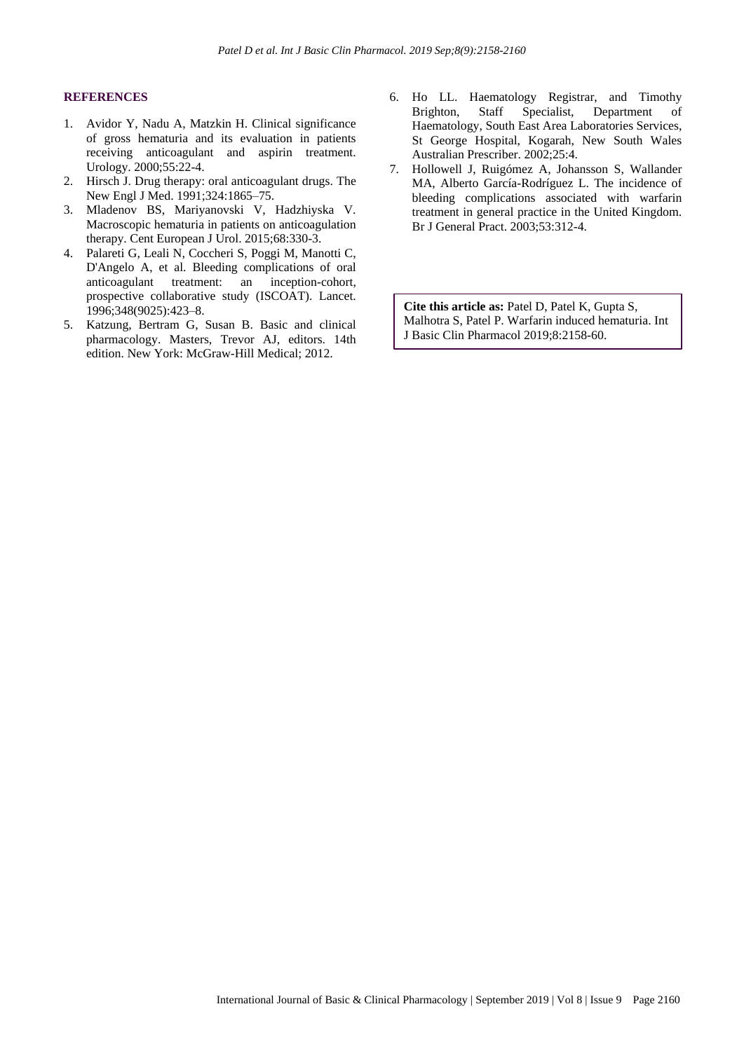## REFERENCES

1. Avidor Y, Nadu A, Matzkin H. Clinical significance of gross hematuria and its evaluation in patients receiving anticoagulant and aspirin treatment. Urology. 2000;55:22-4.
2. Hirsch J. Drug therapy: oral anticoagulant drugs. The New Engl J Med. 1991;324:1865–75.
3. Mladenov BS, Mariyanovski V, Hadzhiyska V. Macroscopic hematuria in patients on anticoagulation therapy. Cent European J Urol. 2015;68:330-3.
4. Palareti G, Leali N, Coccheri S, Poggi M, Manotti C, D'Angelo A, et al. Bleeding complications of oral anticoagulant treatment: an inception-cohort, prospective collaborative study (ISCOAT). Lancet. 1996;348(9025):423–8.
5. Katzung, Bertram G, Susan B. Basic and clinical pharmacology. Masters, Trevor AJ, editors. 14th edition. New York: McGraw-Hill Medical; 2012.
6. Ho LL. Haematology Registrar, and Timothy Brighton, Staff Specialist, Department of Haematology, South East Area Laboratories Services, St George Hospital, Kogarah, New South Wales Australian Prescriber. 2002;25:4.
7. Hollowell J, Ruigómez A, Johansson S, Wallander MA, Alberto García-Rodríguez L. The incidence of bleeding complications associated with warfarin treatment in general practice in the United Kingdom. Br J General Pract. 2003;53:312-4.

**Cite this article as:** Patel D, Patel K, Gupta S, Malhotra S, Patel P. Warfarin induced hematuria. Int J Basic Clin Pharmacol 2019;8:2158-60.